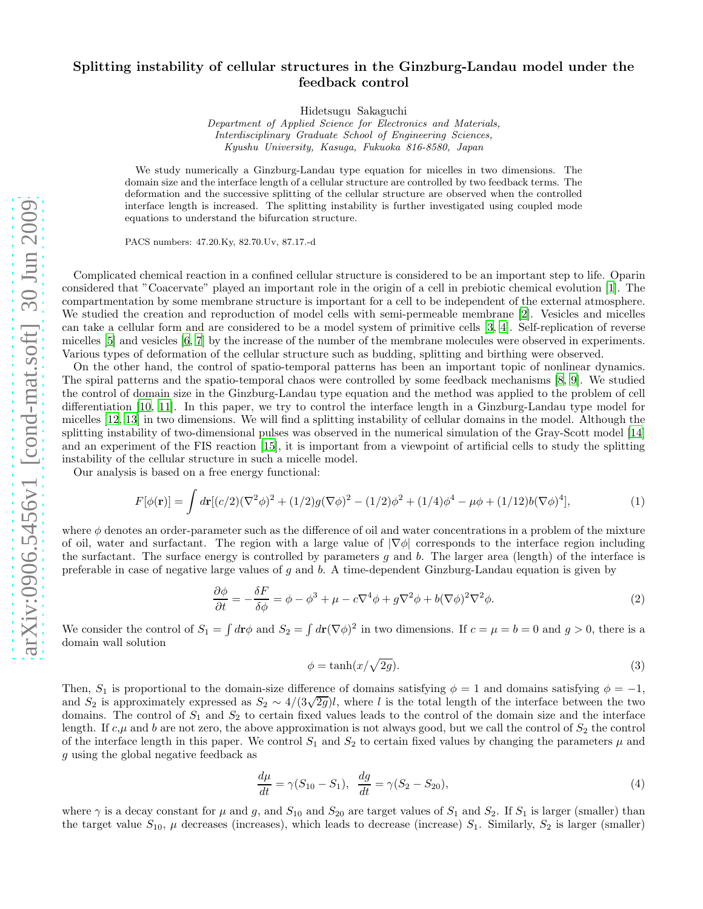# Splitting instability of cellular structures in the Ginzburg-Landau model under the feedback control

Hidetsugu Sakaguchi

*Department of Applied Science for Electronics and Materials, Interdisciplinary Graduate School of Engineering Sciences, Kyushu University, Kasuga, Fukuoka 816-8580, Japan*

We study numerically a Ginzburg-Landau type equation for micelles in two dimensions. The domain size and the interface length of a cellular structure are controlled by two feedback terms. The deformation and the successive splitting of the cellular structure are observed when the controlled interface length is increased. The splitting instability is further investigated using coupled mode equations to understand the bifurcation structure.

PACS numbers: 47.20.Ky, 82.70.Uv, 87.17.-d

Complicated chemical reaction in a confined cellular structure is considered to be an important step to life. Oparin considered that "Coacervate" played an important role in the origin of a cell in prebiotic chemical evolution [1]. The compartmentation by some membrane structure is important for a cell to be independent of the external atmosphere. We studied the creation and reproduction of model cells with semi-permeable membrane [2]. Vesicles and micelles can take a cellular form and are considered to be a model system of primitive cells [3, 4]. Self-replication of reverse micelles [5] and vesicles [6, 7] by the increase of the number of the membrane molecules were observed in experiments. Various types of deformation of the cellular structure such as budding, splitting and birthing were observed.

On the other hand, the control of spatio-temporal patterns has been an important topic of nonlinear dynamics. The spiral patterns and the spatio-temporal chaos were controlled by some feedback mechanisms [8, 9]. We studied the control of domain size in the Ginzburg-Landau type equation and the method was applied to the problem of cell differentiation [10, 11]. In this paper, we try to control the interface length in a Ginzburg-Landau type model for micelles [12, 13] in two dimensions. We will find a splitting instability of cellular domains in the model. Although the splitting instability of two-dimensional pulses was observed in the numerical simulation of the Gray-Scott model [14] and an experiment of the FIS reaction [15], it is important from a viewpoint of artificial cells to study the splitting instability of the cellular structure in such a micelle model.

Our analysis is based on a free energy functional:

$$F[\phi(\mathbf{r})] = \int d\mathbf{r}[(c/2)(\nabla^2\phi)^2 + (1/2)g(\nabla\phi)^2 - (1/2)\phi^2 + (1/4)\phi^4 - \mu\phi + (1/12)b(\nabla\phi)^4], \tag{1}$$

where $\phi$ denotes an order-parameter such as the difference of oil and water concentrations in a problem of the mixture of oil, water and surfactant. The region with a large value of $|\nabla\phi|$ corresponds to the interface region including the surfactant. The surface energy is controlled by parameters $g$ and $b$. The larger area (length) of the interface is preferable in case of negative large values of $g$ and $b$. A time-dependent Ginzburg-Landau equation is given by

$$\frac{\partial\phi}{\partial t} = -\frac{\delta F}{\delta\phi} = \phi - \phi^3 + \mu - c\nabla^4\phi + g\nabla^2\phi + b(\nabla\phi)^2\nabla^2\phi. \tag{2}$$

We consider the control of $S_1 = \int d\mathbf{r}\phi$ and $S_2 = \int d\mathbf{r}(\nabla\phi)^2$ in two dimensions. If $c = \mu = b = 0$ and $g > 0$, there is a domain wall solution

$$\phi = \tanh(x/\sqrt{2g}). \tag{3}$$

Then, $S_1$ is proportional to the domain-size difference of domains satisfying $\phi = 1$ and domains satisfying $\phi = -1$, and $S_2$ is approximately expressed as $S_2 \sim 4/(3\sqrt{2g})l$, where $l$ is the total length of the interface between the two domains. The control of $S_1$ and $S_2$ to certain fixed values leads to the control of the domain size and the interface length. If $c$,$\mu$ and $b$ are not zero, the above approximation is not always good, but we call the control of $S_2$ the control of the interface length in this paper. We control $S_1$ and $S_2$ to certain fixed values by changing the parameters $\mu$ and $g$ using the global negative feedback as

$$\frac{d\mu}{dt} = \gamma(S_{10} - S_1), \;\; \frac{dg}{dt} = \gamma(S_2 - S_{20}), \tag{4}$$

where $\gamma$ is a decay constant for $\mu$ and $g$, and $S_{10}$ and $S_{20}$ are target values of $S_1$ and $S_2$. If $S_1$ is larger (smaller) than the target value $S_{10}$, $\mu$ decreases (increases), which leads to decrease (increase) $S_1$. Similarly, $S_2$ is larger (smaller)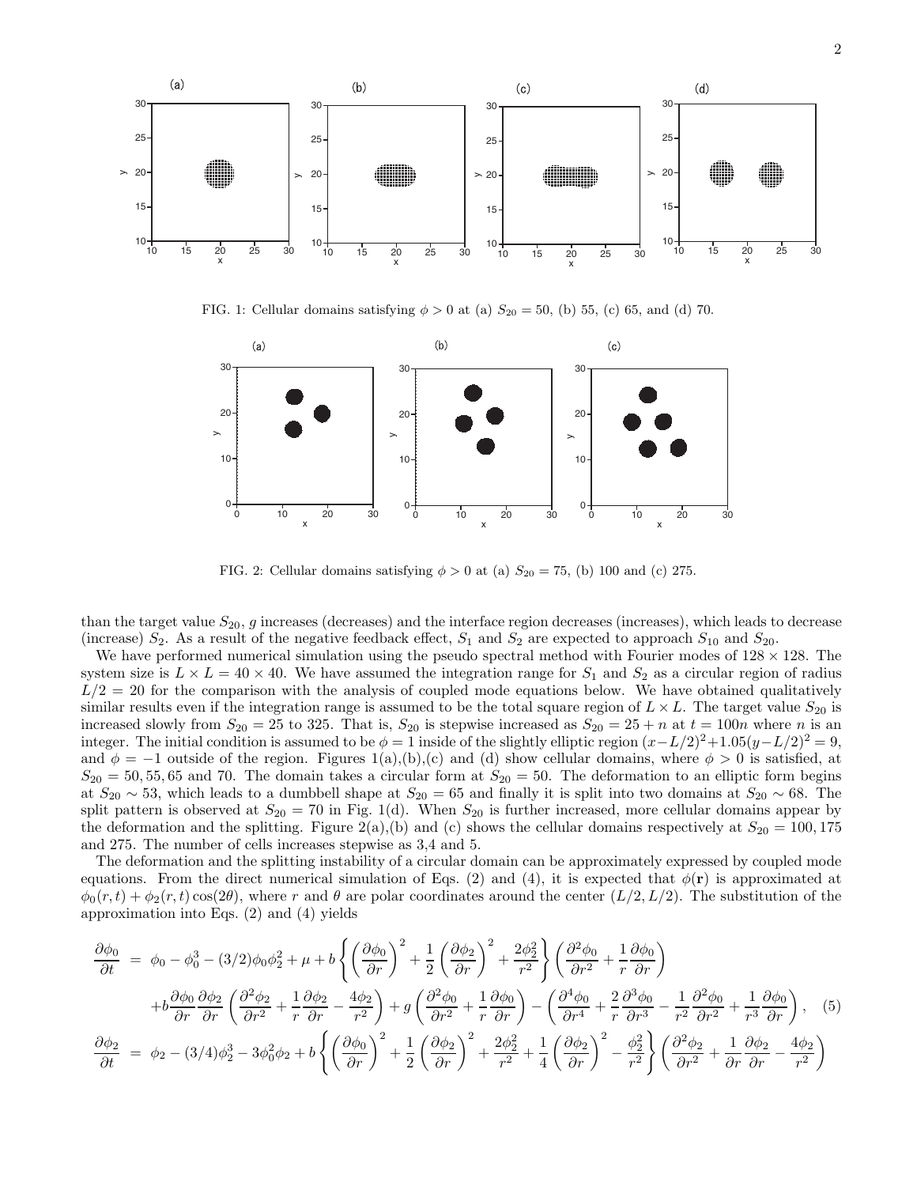FIG. 1: Cellular domains satisfying $\phi > 0$ at (a) $S_{20} = 50$, (b) 55, (c) 65, and (d) 70.

FIG. 2: Cellular domains satisfying $\phi > 0$ at (a) $S_{20} = 75$, (b) 100 and (c) 275.

than the target value $S_{20}$, $g$ increases (decreases) and the interface region decreases (increases), which leads to decrease (increase) $S_2$. As a result of the negative feedback effect, $S_1$ and $S_2$ are expected to approach $S_{10}$ and $S_{20}$.

We have performed numerical simulation using the pseudo spectral method with Fourier modes of $128 \times 128$. The system size is $L \times L = 40 \times 40$. We have assumed the integration range for $S_1$ and $S_2$ as a circular region of radius $L/2 = 20$ for the comparison with the analysis of coupled mode equations below. We have obtained qualitatively similar results even if the integration range is assumed to be the total square region of $L \times L$. The target value $S_{20}$ is increased slowly from $S_{20} = 25$ to 325. That is, $S_{20}$ is stepwise increased as $S_{20} = 25 + n$ at $t = 100n$ where $n$ is an integer. The initial condition is assumed to be $\phi = 1$ inside of the slightly elliptic region $(x - L/2)^2 + 1.05(y - L/2)^2 = 9$, and $\phi = -1$ outside of the region. Figures 1(a),(b),(c) and (d) show cellular domains, where $\phi > 0$ is satisfied, at $S_{20} = 50, 55, 65$ and 70. The domain takes a circular form at $S_{20} = 50$. The deformation to an elliptic form begins at $S_{20} \sim 53$, which leads to a dumbbell shape at $S_{20} = 65$ and finally it is split into two domains at $S_{20} \sim 68$. The split pattern is observed at $S_{20} = 70$ in Fig. 1(d). When $S_{20}$ is further increased, more cellular domains appear by the deformation and the splitting. Figure 2(a),(b) and (c) shows the cellular domains respectively at $S_{20} = 100, 175$ and 275. The number of cells increases stepwise as 3,4 and 5.

The deformation and the splitting instability of a circular domain can be approximately expressed by coupled mode equations. From the direct numerical simulation of Eqs. (2) and (4), it is expected that $\phi(\mathbf{r})$ is approximated at $\phi_0(r,t) + \phi_2(r,t)\cos(2\theta)$, where $r$ and $\theta$ are polar coordinates around the center $(L/2, L/2)$. The substitution of the approximation into Eqs. (2) and (4) yields

$$
\begin{aligned}
\frac{\partial \phi_0}{\partial t} &= \phi_0 - \phi_0^3 - (3/2)\phi_0\phi_2^2 + \mu + b\left\{\left(\frac{\partial \phi_0}{\partial r}\right)^2 + \frac{1}{2}\left(\frac{\partial \phi_2}{\partial r}\right)^2 + \frac{2\phi_2^2}{r^2}\right\}\left(\frac{\partial^2 \phi_0}{\partial r^2} + \frac{1}{r}\frac{\partial \phi_0}{\partial r}\right) \\
&\quad + b\frac{\partial \phi_0}{\partial r}\frac{\partial \phi_2}{\partial r}\left(\frac{\partial^2 \phi_2}{\partial r^2} + \frac{1}{r}\frac{\partial \phi_2}{\partial r} - \frac{4\phi_2}{r^2}\right) + g\left(\frac{\partial^2 \phi_0}{\partial r^2} + \frac{1}{r}\frac{\partial \phi_0}{\partial r}\right) - \left(\frac{\partial^4 \phi_0}{\partial r^4} + \frac{2}{r}\frac{\partial^3 \phi_0}{\partial r^3} - \frac{1}{r^2}\frac{\partial^2 \phi_0}{\partial r^2} + \frac{1}{r^3}\frac{\partial \phi_0}{\partial r}\right), \quad (5) \\
\frac{\partial \phi_2}{\partial t} &= \phi_2 - (3/4)\phi_2^3 - 3\phi_0^2\phi_2 + b\left\{\left(\frac{\partial \phi_0}{\partial r}\right)^2 + \frac{1}{2}\left(\frac{\partial \phi_2}{\partial r}\right)^2 + \frac{2\phi_2^2}{r^2} + \frac{1}{4}\left(\frac{\partial \phi_2}{\partial r}\right)^2 - \frac{\phi_2^2}{r^2}\right\}\left(\frac{\partial^2 \phi_2}{\partial r^2} + \frac{1}{\partial r}\frac{\partial \phi_2}{\partial r} - \frac{4\phi_2}{r^2}\right)
\end{aligned}
$$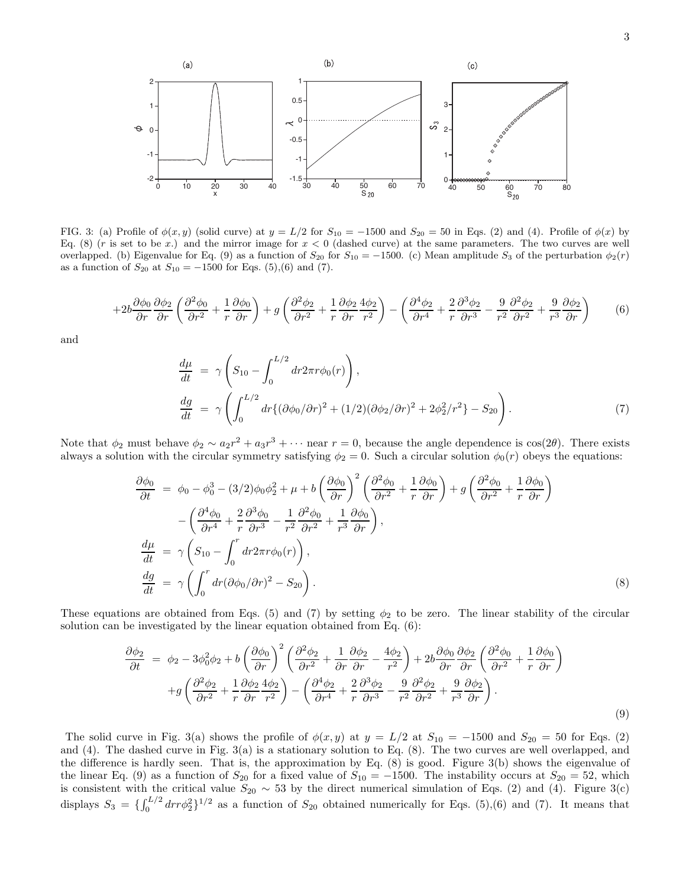FIG. 3: (a) Profile of $\phi(x, y)$ (solid curve) at $y = L/2$ for $S_{10} = -1500$ and $S_{20} = 50$ in Eqs. (2) and (4). Profile of $\phi(x)$ by Eq. (8) ($r$ is set to be $x$.) and the mirror image for $x < 0$ (dashed curve) at the same parameters. The two curves are well overlapped. (b) Eigenvalue for Eq. (9) as a function of $S_{20}$ for $S_{10} = -1500$. (c) Mean amplitude $S_3$ of the perturbation $\phi_2(r)$ as a function of $S_{20}$ at $S_{10} = -1500$ for Eqs. (5),(6) and (7).

$$+2b\frac{\partial\phi_0}{\partial r}\frac{\partial\phi_2}{\partial r}\left(\frac{\partial^2\phi_0}{\partial r^2}+\frac{1}{r}\frac{\partial\phi_0}{\partial r}\right)+g\left(\frac{\partial^2\phi_2}{\partial r^2}+\frac{1}{r}\frac{\partial\phi_2}{\partial r}\frac{4\phi_2}{r^2}\right)-\left(\frac{\partial^4\phi_2}{\partial r^4}+\frac{2}{r}\frac{\partial^3\phi_2}{\partial r^3}-\frac{9}{r^2}\frac{\partial^2\phi_2}{\partial r^2}+\frac{9}{r^3}\frac{\partial\phi_2}{\partial r}\right) \tag{6}$$

and

$$\begin{aligned}
\frac{d\mu}{dt} &= \gamma\left(S_{10}-\int_0^{L/2}dr2\pi r\phi_0(r)\right),\\
\frac{dg}{dt} &= \gamma\left(\int_0^{L/2}dr\{(\partial\phi_0/\partial r)^2+(1/2)(\partial\phi_2/\partial r)^2+2\phi_2^2/r^2\}-S_{20}\right).
\end{aligned} \tag{7}$$

Note that $\phi_2$ must behave $\phi_2 \sim a_2r^2 + a_3r^3 + \cdots$ near $r = 0$, because the angle dependence is $\cos(2\theta)$. There exists always a solution with the circular symmetry satisfying $\phi_2 = 0$. Such a circular solution $\phi_0(r)$ obeys the equations:

$$\begin{aligned}
\frac{\partial\phi_0}{\partial t} &= \phi_0-\phi_0^3-(3/2)\phi_0\phi_2^2+\mu+b\left(\frac{\partial\phi_0}{\partial r}\right)^2\left(\frac{\partial^2\phi_0}{\partial r^2}+\frac{1}{r}\frac{\partial\phi_0}{\partial r}\right)+g\left(\frac{\partial^2\phi_0}{\partial r^2}+\frac{1}{r}\frac{\partial\phi_0}{\partial r}\right)\\
&\quad-\left(\frac{\partial^4\phi_0}{\partial r^4}+\frac{2}{r}\frac{\partial^3\phi_0}{\partial r^3}-\frac{1}{r^2}\frac{\partial^2\phi_0}{\partial r^2}+\frac{1}{r^3}\frac{\partial\phi_0}{\partial r}\right),\\
\frac{d\mu}{dt} &= \gamma\left(S_{10}-\int_0^{r}dr2\pi r\phi_0(r)\right),\\
\frac{dg}{dt} &= \gamma\left(\int_0^{r}dr(\partial\phi_0/\partial r)^2-S_{20}\right).
\end{aligned} \tag{8}$$

These equations are obtained from Eqs. (5) and (7) by setting $\phi_2$ to be zero. The linear stability of the circular solution can be investigated by the linear equation obtained from Eq. (6):

$$\begin{aligned}
\frac{\partial\phi_2}{\partial t} &= \phi_2-3\phi_0^2\phi_2+b\left(\frac{\partial\phi_0}{\partial r}\right)^2\left(\frac{\partial^2\phi_2}{\partial r^2}+\frac{1}{\partial r}\frac{\partial\phi_2}{\partial r}-\frac{4\phi_2}{r^2}\right)+2b\frac{\partial\phi_0}{\partial r}\frac{\partial\phi_2}{\partial r}\left(\frac{\partial^2\phi_0}{\partial r^2}+\frac{1}{r}\frac{\partial\phi_0}{\partial r}\right)\\
&\quad+g\left(\frac{\partial^2\phi_2}{\partial r^2}+\frac{1}{r}\frac{\partial\phi_2}{\partial r}\frac{4\phi_2}{r^2}\right)-\left(\frac{\partial^4\phi_2}{\partial r^4}+\frac{2}{r}\frac{\partial^3\phi_2}{\partial r^3}-\frac{9}{r^2}\frac{\partial^2\phi_2}{\partial r^2}+\frac{9}{r^3}\frac{\partial\phi_2}{\partial r}\right).
\end{aligned} \tag{9}$$

The solid curve in Fig. 3(a) shows the profile of $\phi(x, y)$ at $y = L/2$ at $S_{10} = -1500$ and $S_{20} = 50$ for Eqs. (2) and (4). The dashed curve in Fig. 3(a) is a stationary solution to Eq. (8). The two curves are well overlapped, and the difference is hardly seen. That is, the approximation by Eq. (8) is good. Figure 3(b) shows the eigenvalue of the linear Eq. (9) as a function of $S_{20}$ for a fixed value of $S_{10} = -1500$. The instability occurs at $S_{20} = 52$, which is consistent with the critical value $S_{20} \sim 53$ by the direct numerical simulation of Eqs. (2) and (4). Figure 3(c) displays $S_3 = \{\int_0^{L/2}drr\phi_2^2\}^{1/2}$ as a function of $S_{20}$ obtained numerically for Eqs. (5),(6) and (7). It means that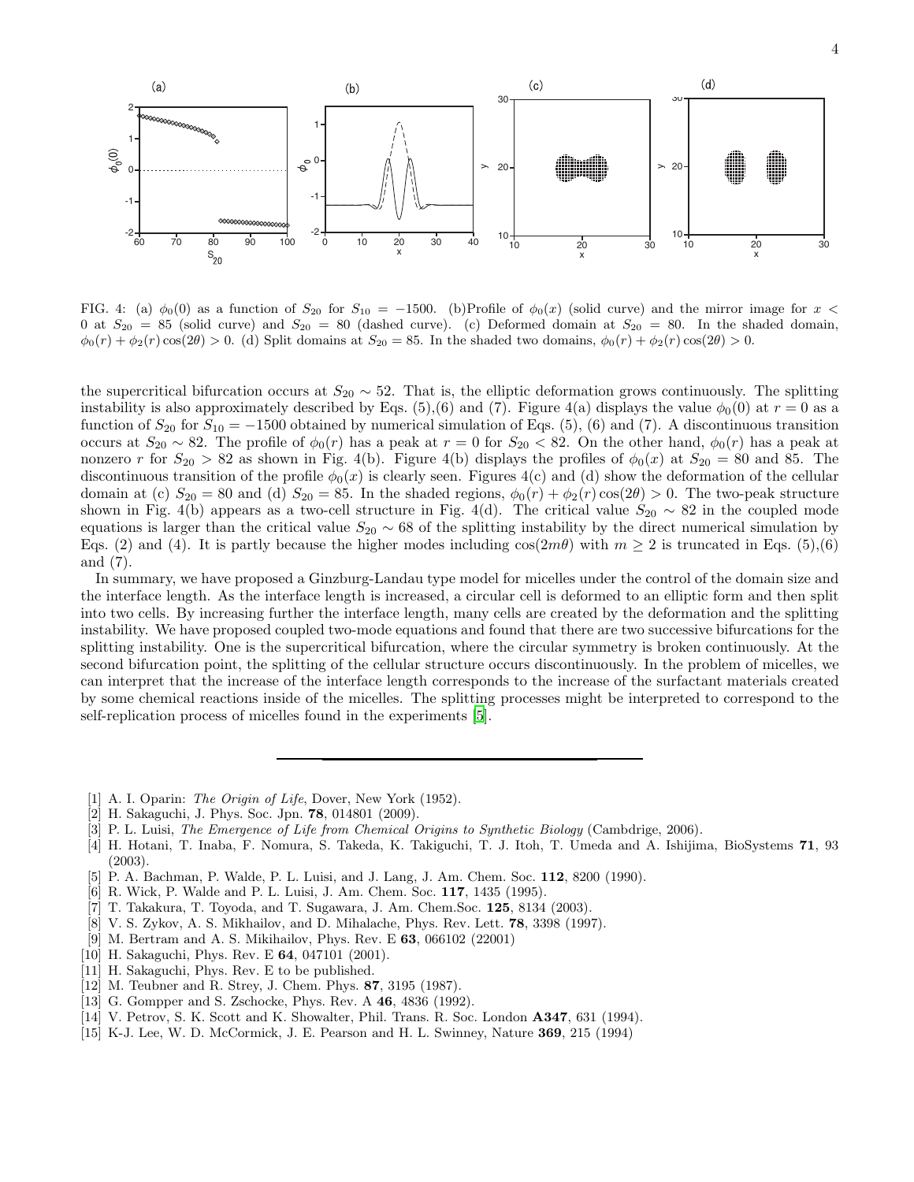(a)

2
1
0
-1
-2
60 70 80 90 100
$S_{20}$
$\phi_0(0)$

(b)

1
0
-1
-2
0 10 20 30 40
x
$\phi_0$

(c)

30
20
10
10 20 30
x
y

(d)

30
20
10
10 20 30
x
y

FIG. 4: (a) $\phi_0(0)$ as a function of $S_{20}$ for $S_{10} = -1500$. (b)Profile of $\phi_0(x)$ (solid curve) and the mirror image for $x < 0$ at $S_{20} = 85$ (solid curve) and $S_{20} = 80$ (dashed curve). (c) Deformed domain at $S_{20} = 80$. In the shaded domain, $\phi_0(r) + \phi_2(r)\cos(2\theta) > 0$. (d) Split domains at $S_{20} = 85$. In the shaded two domains, $\phi_0(r) + \phi_2(r)\cos(2\theta) > 0$.

the supercritical bifurcation occurs at $S_{20} \sim 52$. That is, the elliptic deformation grows continuously. The splitting instability is also approximately described by Eqs. (5),(6) and (7). Figure 4(a) displays the value $\phi_0(0)$ at $r = 0$ as a function of $S_{20}$ for $S_{10} = -1500$ obtained by numerical simulation of Eqs. (5), (6) and (7). A discontinuous transition occurs at $S_{20} \sim 82$. The profile of $\phi_0(r)$ has a peak at $r = 0$ for $S_{20} < 82$. On the other hand, $\phi_0(r)$ has a peak at nonzero $r$ for $S_{20} > 82$ as shown in Fig. 4(b). Figure 4(b) displays the profiles of $\phi_0(x)$ at $S_{20} = 80$ and 85. The discontinuous transition of the profile $\phi_0(x)$ is clearly seen. Figures 4(c) and (d) show the deformation of the cellular domain at (c) $S_{20} = 80$ and (d) $S_{20} = 85$. In the shaded regions, $\phi_0(r) + \phi_2(r)\cos(2\theta) > 0$. The two-peak structure shown in Fig. 4(b) appears as a two-cell structure in Fig. 4(d). The critical value $S_{20} \sim 82$ in the coupled mode equations is larger than the critical value $S_{20} \sim 68$ of the splitting instability by the direct numerical simulation by Eqs. (2) and (4). It is partly because the higher modes including $\cos(2m\theta)$ with $m \geq 2$ is truncated in Eqs. (5),(6) and (7).

In summary, we have proposed a Ginzburg-Landau type model for micelles under the control of the domain size and the interface length. As the interface length is increased, a circular cell is deformed to an elliptic form and then split into two cells. By increasing further the interface length, many cells are created by the deformation and the splitting instability. We have proposed coupled two-mode equations and found that there are two successive bifurcations for the splitting instability. One is the supercritical bifurcation, where the circular symmetry is broken continuously. At the second bifurcation point, the splitting of the cellular structure occurs discontinuously. In the problem of micelles, we can interpret that the increase of the interface length corresponds to the increase of the surfactant materials created by some chemical reactions inside of the micelles. The splitting processes might be interpreted to correspond to the self-replication process of micelles found in the experiments [5].

---

[1] A. I. Oparin: *The Origin of Life*, Dover, New York (1952).
[2] H. Sakaguchi, J. Phys. Soc. Jpn. **78**, 014801 (2009).
[3] P. L. Luisi, *The Emergence of Life from Chemical Origins to Synthetic Biology* (Cambdrige, 2006).
[4] H. Hotani, T. Inaba, F. Nomura, S. Takeda, K. Takiguchi, T. J. Itoh, T. Umeda and A. Ishijima, BioSystems **71**, 93 (2003).
[5] P. A. Bachman, P. Walde, P. L. Luisi, and J. Lang, J. Am. Chem. Soc. **112**, 8200 (1990).
[6] R. Wick, P. Walde and P. L. Luisi, J. Am. Chem. Soc. **117**, 1435 (1995).
[7] T. Takakura, T. Toyoda, and T. Sugawara, J. Am. Chem.Soc. **125**, 8134 (2003).
[8] V. S. Zykov, A. S. Mikhailov, and D. Mihalache, Phys. Rev. Lett. **78**, 3398 (1997).
[9] M. Bertram and A. S. Mikihailov, Phys. Rev. E **63**, 066102 (22001)
[10] H. Sakaguchi, Phys. Rev. E **64**, 047101 (2001).
[11] H. Sakaguchi, Phys. Rev. E to be published.
[12] M. Teubner and R. Strey, J. Chem. Phys. **87**, 3195 (1987).
[13] G. Gompper and S. Zschocke, Phys. Rev. A **46**, 4836 (1992).
[14] V. Petrov, S. K. Scott and K. Showalter, Phil. Trans. R. Soc. London **A347**, 631 (1994).
[15] K-J. Lee, W. D. McCormick, J. E. Pearson and H. L. Swinney, Nature **369**, 215 (1994)